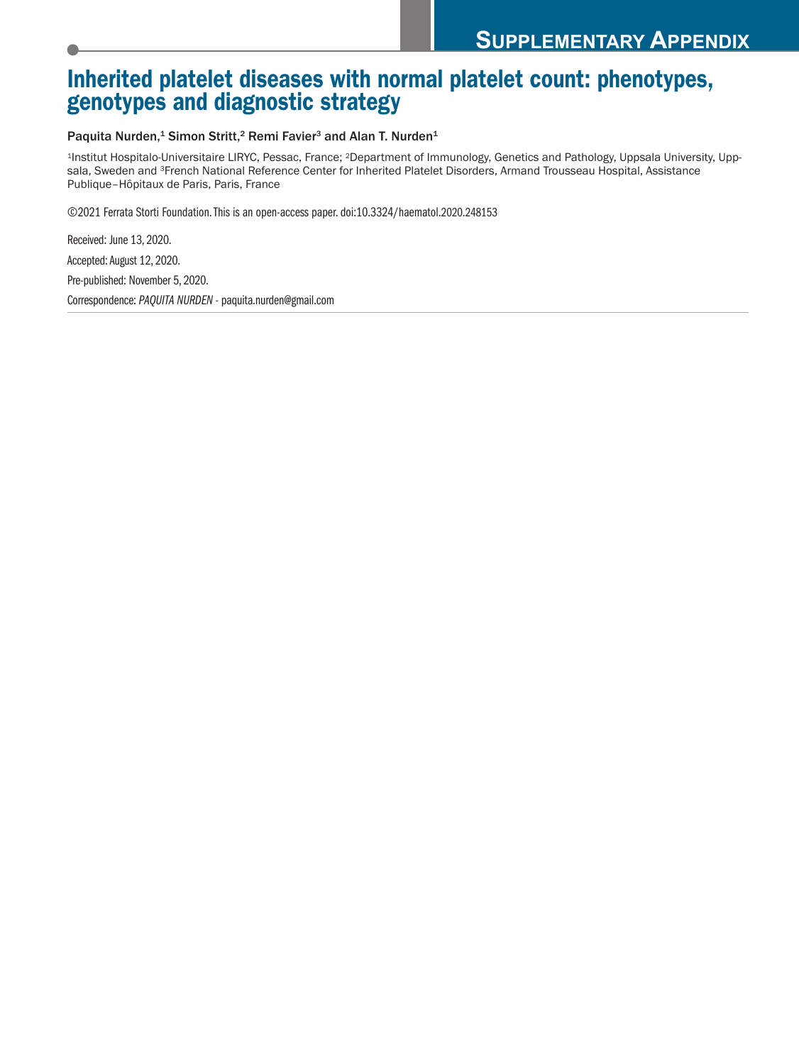# Supplementary Appendix

# Inherited platelet diseases with normal platelet count: phenotypes, genotypes and diagnostic strategy

Paquita Nurden,[1] Simon Stritt,[2] Remi Favier[3] and Alan T. Nurden[1]

[1]Institut Hospitalo-Universitaire LIRYC, Pessac, France; [2]Department of Immunology, Genetics and Pathology, Uppsala University, Uppsala, Sweden and [3]French National Reference Center for Inherited Platelet Disorders, Armand Trousseau Hospital, Assistance Publique–Hôpitaux de Paris, Paris, France

©2021 Ferrata Storti Foundation. This is an open-access paper. doi:10.3324/haematol.2020.248153

Received: June 13, 2020.

Accepted: August 12, 2020.

Pre-published: November 5, 2020.

Correspondence: *PAQUITA NURDEN* - paquita.nurden@gmail.com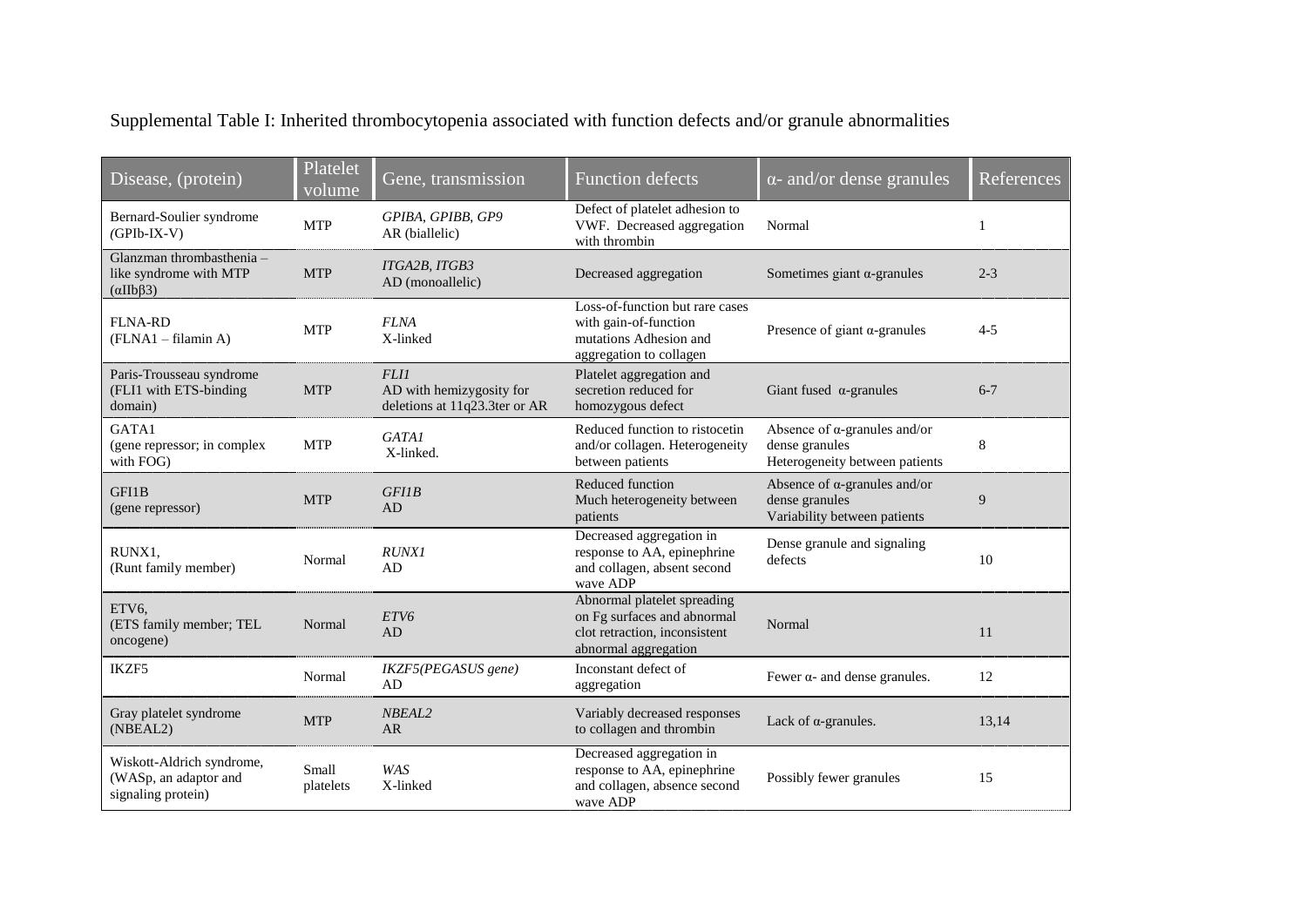Supplemental Table I: Inherited thrombocytopenia associated with function defects and/or granule abnormalities

| Disease, (protein) | Platelet volume | Gene, transmission | Function defects | α- and/or dense granules | References |
|---|---|---|---|---|---|
| Bernard-Soulier syndrome (GPIb-IX-V) | MTP | *GPIBA, GPIBB, GP9* AR (biallelic) | Defect of platelet adhesion to VWF. Decreased aggregation with thrombin | Normal | 1 |
| Glanzman thrombasthenia – like syndrome with MTP (αIIbβ3) | MTP | *ITGA2B, ITGB3* AD (monoallelic) | Decreased aggregation | Sometimes giant α-granules | 2-3 |
| FLNA-RD (FLNA1 – filamin A) | MTP | *FLNA* X-linked | Loss-of-function but rare cases with gain-of-function mutations Adhesion and aggregation to collagen | Presence of giant α-granules | 4-5 |
| Paris-Trousseau syndrome (FLI1 with ETS-binding domain) | MTP | *FLI1* AD with hemizygosity for deletions at 11q23.3ter or AR | Platelet aggregation and secretion reduced for homozygous defect | Giant fused α-granules | 6-7 |
| GATA1 (gene repressor; in complex with FOG) | MTP | *GATA1* X-linked. | Reduced function to ristocetin and/or collagen. Heterogeneity between patients | Absence of α-granules and/or dense granules Heterogeneity between patients | 8 |
| GFI1B (gene repressor) | MTP | *GFI1B* AD | Reduced function Much heterogeneity between patients | Absence of α-granules and/or dense granules Variability between patients | 9 |
| RUNX1, (Runt family member) | Normal | *RUNX1* AD | Decreased aggregation in response to AA, epinephrine and collagen, absent second wave ADP | Dense granule and signaling defects | 10 |
| ETV6, (ETS family member; TEL oncogene) | Normal | *ETV6* AD | Abnormal platelet spreading on Fg surfaces and abnormal clot retraction, inconsistent abnormal aggregation | Normal | 11 |
| IKZF5 | Normal | *IKZF5(PEGASUS gene)* AD | Inconstant defect of aggregation | Fewer α- and dense granules. | 12 |
| Gray platelet syndrome (NBEAL2) | MTP | *NBEAL2* AR | Variably decreased responses to collagen and thrombin | Lack of α-granules. | 13,14 |
| Wiskott-Aldrich syndrome, (WASp, an adaptor and signaling protein) | Small platelets | *WAS* X-linked | Decreased aggregation in response to AA, epinephrine and collagen, absence second wave ADP | Possibly fewer granules | 15 |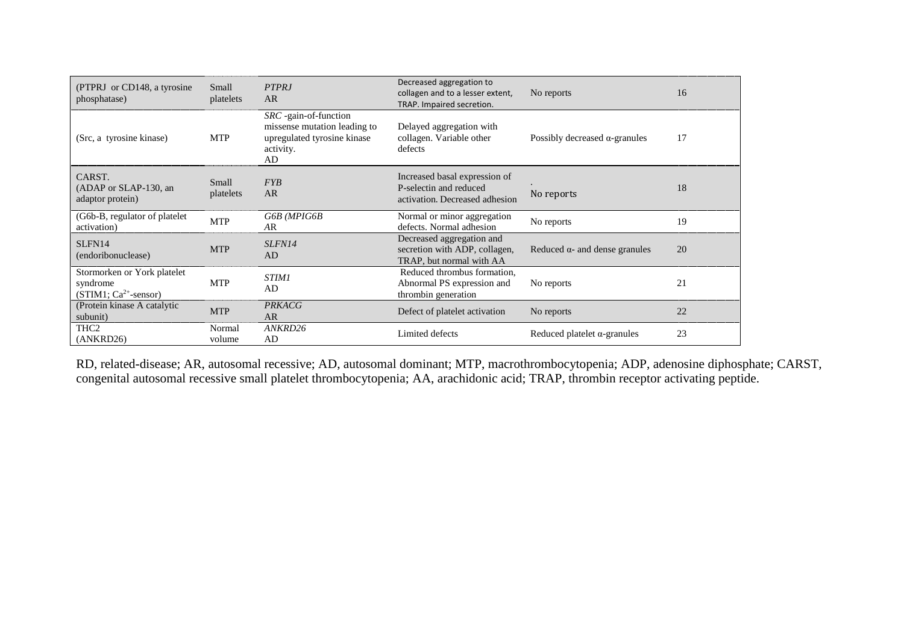| | | | | | |
|---|---|---|---|---|---|
| (PTPRJ or CD148, a tyrosine phosphatase) | Small platelets | *PTPRJ* AR | Decreased aggregation to collagen and to a lesser extent, TRAP. Impaired secretion. | No reports | 16 |
| (Src, a tyrosine kinase) | MTP | *SRC* -gain-of-function missense mutation leading to upregulated tyrosine kinase activity. AD | Delayed aggregation with collagen. Variable other defects | Possibly decreased α-granules | 17 |
| CARST. (ADAP or SLAP-130, an adaptor protein) | Small platelets | *FYB* AR | Increased basal expression of P-selectin and reduced activation. Decreased adhesion | . No reports | 18 |
| (G6b-B, regulator of platelet activation) | MTP | *G6B (MPIG6B* AR | Normal or minor aggregation defects. Normal adhesion | No reports | 19 |
| SLFN14 (endoribonuclease) | MTP | *SLFN14* AD | Decreased aggregation and secretion with ADP, collagen, TRAP, but normal with AA | Reduced α- and dense granules | 20 |
| Stormorken or York platelet syndrome (STIM1; $Ca^{2+}$-sensor) | MTP | *STIM1* AD | Reduced thrombus formation, Abnormal PS expression and thrombin generation | No reports | 21 |
| (Protein kinase A catalytic subunit) | MTP | *PRKACG* AR | Defect of platelet activation | No reports | 22 |
| THC2 (ANKRD26) | Normal volume | *ANKRD26* AD | Limited defects | Reduced platelet α-granules | 23 |

RD, related-disease; AR, autosomal recessive; AD, autosomal dominant; MTP, macrothrombocytopenia; ADP, adenosine diphosphate; CARST, congenital autosomal recessive small platelet thrombocytopenia; AA, arachidonic acid; TRAP, thrombin receptor activating peptide.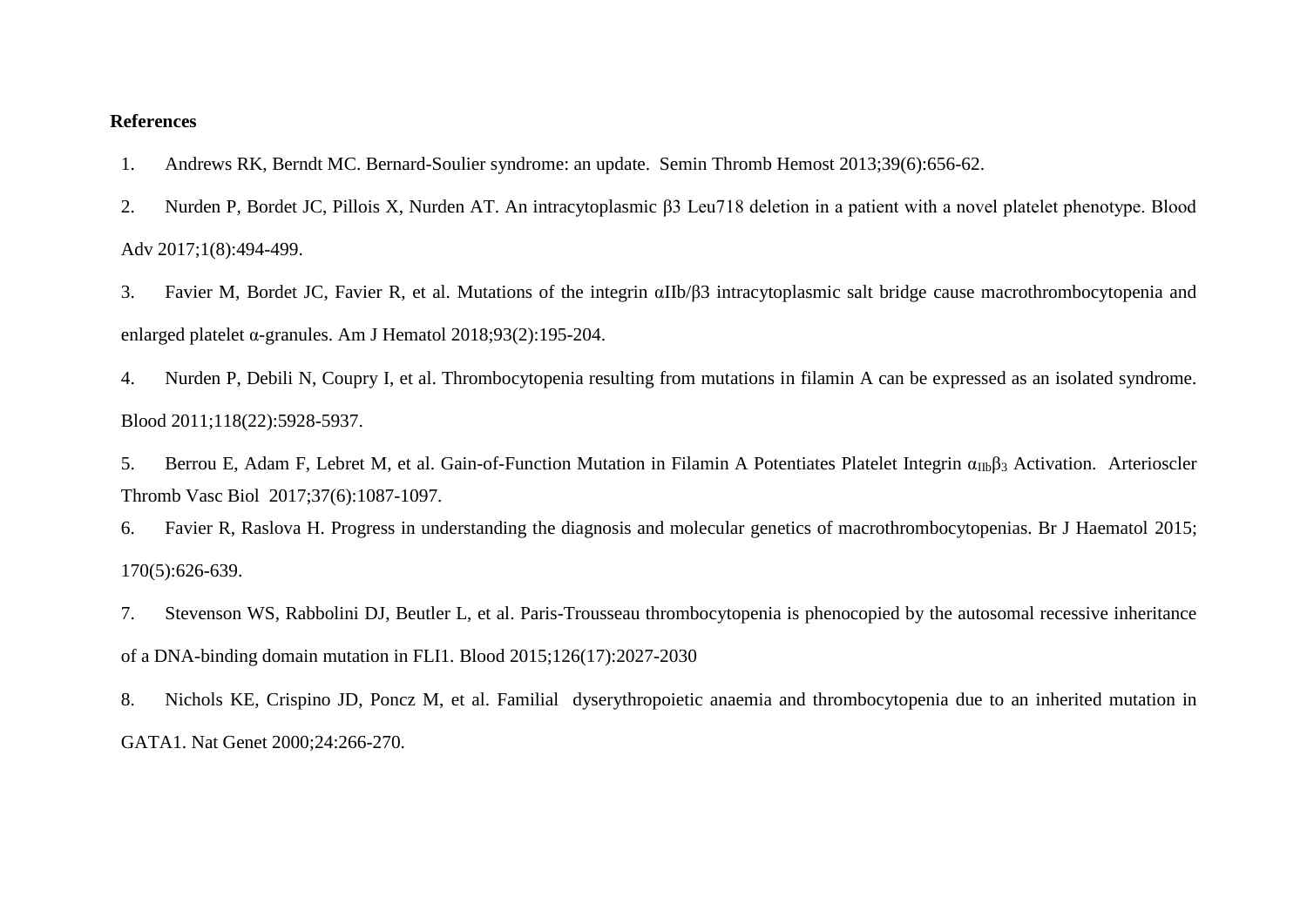**References**

1. Andrews RK, Berndt MC. Bernard-Soulier syndrome: an update. Semin Thromb Hemost 2013;39(6):656-62.

2. Nurden P, Bordet JC, Pillois X, Nurden AT. An intracytoplasmic β3 Leu718 deletion in a patient with a novel platelet phenotype. Blood Adv 2017;1(8):494-499.

3. Favier M, Bordet JC, Favier R, et al. Mutations of the integrin αIIb/β3 intracytoplasmic salt bridge cause macrothrombocytopenia and enlarged platelet α-granules. Am J Hematol 2018;93(2):195-204.

4. Nurden P, Debili N, Coupry I, et al. Thrombocytopenia resulting from mutations in filamin A can be expressed as an isolated syndrome. Blood 2011;118(22):5928-5937.

5. Berrou E, Adam F, Lebret M, et al. Gain-of-Function Mutation in Filamin A Potentiates Platelet Integrin $\alpha_{IIb}\beta_3$ Activation. Arterioscler Thromb Vasc Biol 2017;37(6):1087-1097.

6. Favier R, Raslova H. Progress in understanding the diagnosis and molecular genetics of macrothrombocytopenias. Br J Haematol 2015; 170(5):626-639.

7. Stevenson WS, Rabbolini DJ, Beutler L, et al. Paris-Trousseau thrombocytopenia is phenocopied by the autosomal recessive inheritance of a DNA-binding domain mutation in FLI1. Blood 2015;126(17):2027-2030

8. Nichols KE, Crispino JD, Poncz M, et al. Familial dyserythropoietic anaemia and thrombocytopenia due to an inherited mutation in GATA1. Nat Genet 2000;24:266-270.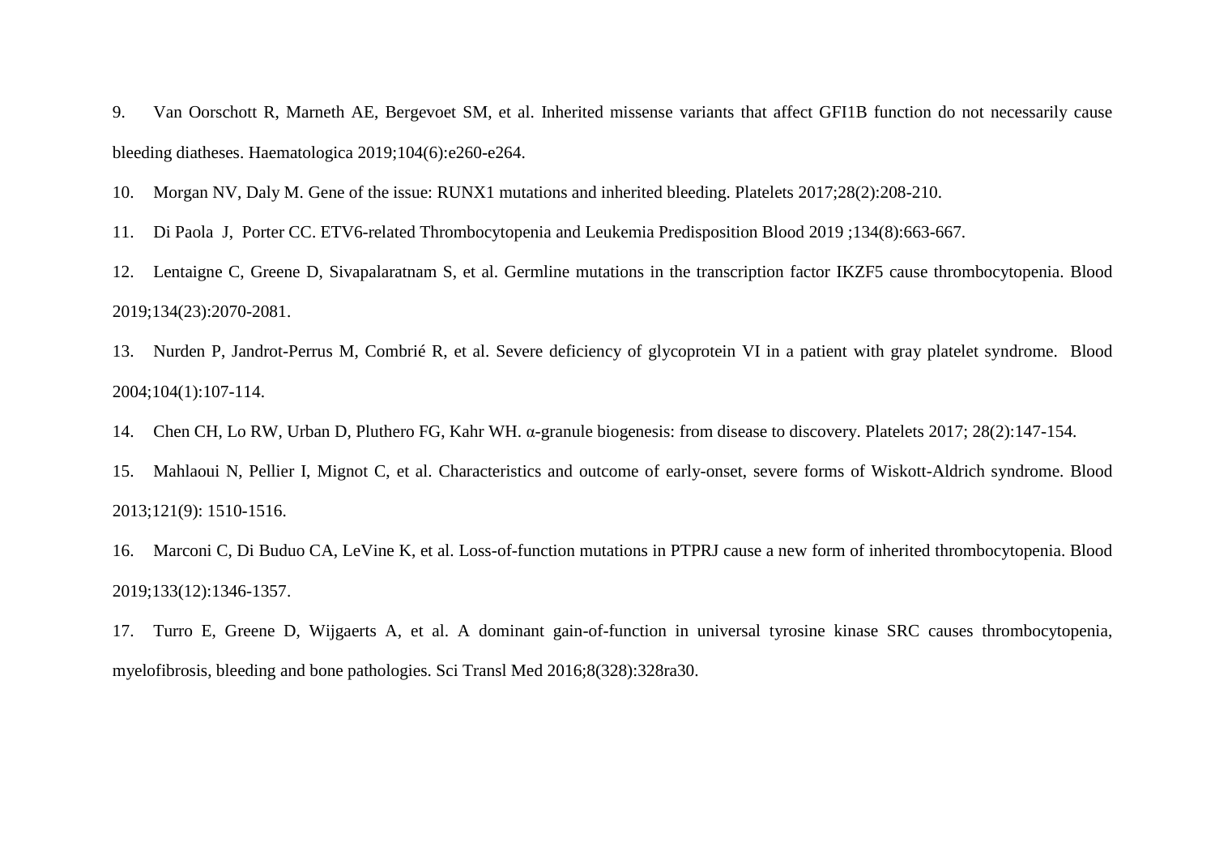9. Van Oorschott R, Marneth AE, Bergevoet SM, et al. Inherited missense variants that affect GFI1B function do not necessarily cause bleeding diatheses. Haematologica 2019;104(6):e260-e264.

10. Morgan NV, Daly M. Gene of the issue: RUNX1 mutations and inherited bleeding. Platelets 2017;28(2):208-210.

11. Di Paola J, Porter CC. ETV6-related Thrombocytopenia and Leukemia Predisposition Blood 2019 ;134(8):663-667.

12. Lentaigne C, Greene D, Sivapalaratnam S, et al. Germline mutations in the transcription factor IKZF5 cause thrombocytopenia. Blood 2019;134(23):2070-2081.

13. Nurden P, Jandrot-Perrus M, Combrié R, et al. Severe deficiency of glycoprotein VI in a patient with gray platelet syndrome. Blood 2004;104(1):107-114.

14. Chen CH, Lo RW, Urban D, Pluthero FG, Kahr WH. α-granule biogenesis: from disease to discovery. Platelets 2017; 28(2):147-154.

15. Mahlaoui N, Pellier I, Mignot C, et al. Characteristics and outcome of early-onset, severe forms of Wiskott-Aldrich syndrome. Blood 2013;121(9): 1510-1516.

16. Marconi C, Di Buduo CA, LeVine K, et al. Loss-of-function mutations in PTPRJ cause a new form of inherited thrombocytopenia. Blood 2019;133(12):1346-1357.

17. Turro E, Greene D, Wijgaerts A, et al. A dominant gain-of-function in universal tyrosine kinase SRC causes thrombocytopenia, myelofibrosis, bleeding and bone pathologies. Sci Transl Med 2016;8(328):328ra30.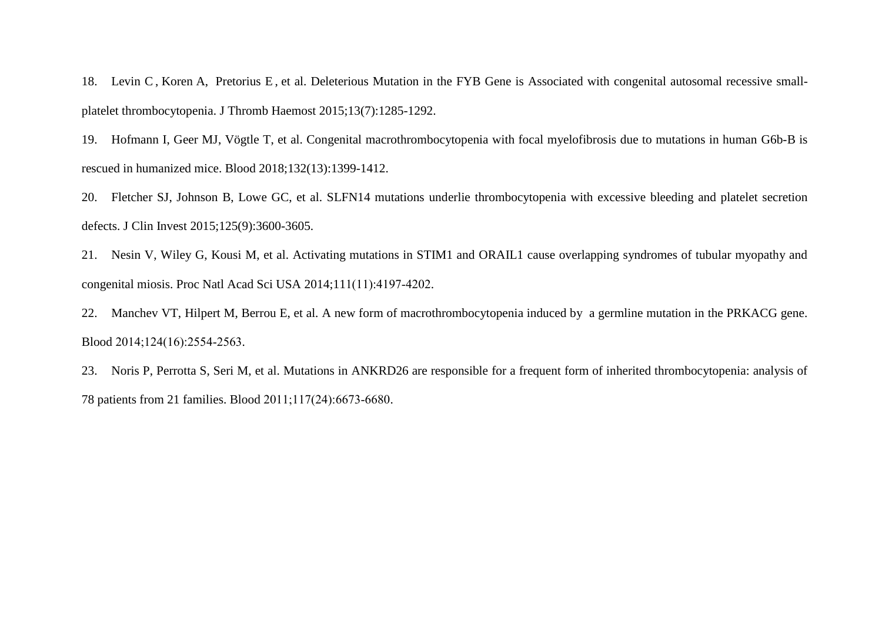18. Levin C , Koren A, Pretorius E , et al. Deleterious Mutation in the FYB Gene is Associated with congenital autosomal recessive small-platelet thrombocytopenia. J Thromb Haemost 2015;13(7):1285-1292.

19. Hofmann I, Geer MJ, Vögtle T, et al. Congenital macrothrombocytopenia with focal myelofibrosis due to mutations in human G6b-B is rescued in humanized mice. Blood 2018;132(13):1399-1412.

20. Fletcher SJ, Johnson B, Lowe GC, et al. SLFN14 mutations underlie thrombocytopenia with excessive bleeding and platelet secretion defects. J Clin Invest 2015;125(9):3600-3605.

21. Nesin V, Wiley G, Kousi M, et al. Activating mutations in STIM1 and ORAIL1 cause overlapping syndromes of tubular myopathy and congenital miosis. Proc Natl Acad Sci USA 2014;111(11):4197-4202.

22. Manchev VT, Hilpert M, Berrou E, et al. A new form of macrothrombocytopenia induced by a germline mutation in the PRKACG gene. Blood 2014;124(16):2554-2563.

23. Noris P, Perrotta S, Seri M, et al. Mutations in ANKRD26 are responsible for a frequent form of inherited thrombocytopenia: analysis of 78 patients from 21 families. Blood 2011;117(24):6673-6680.